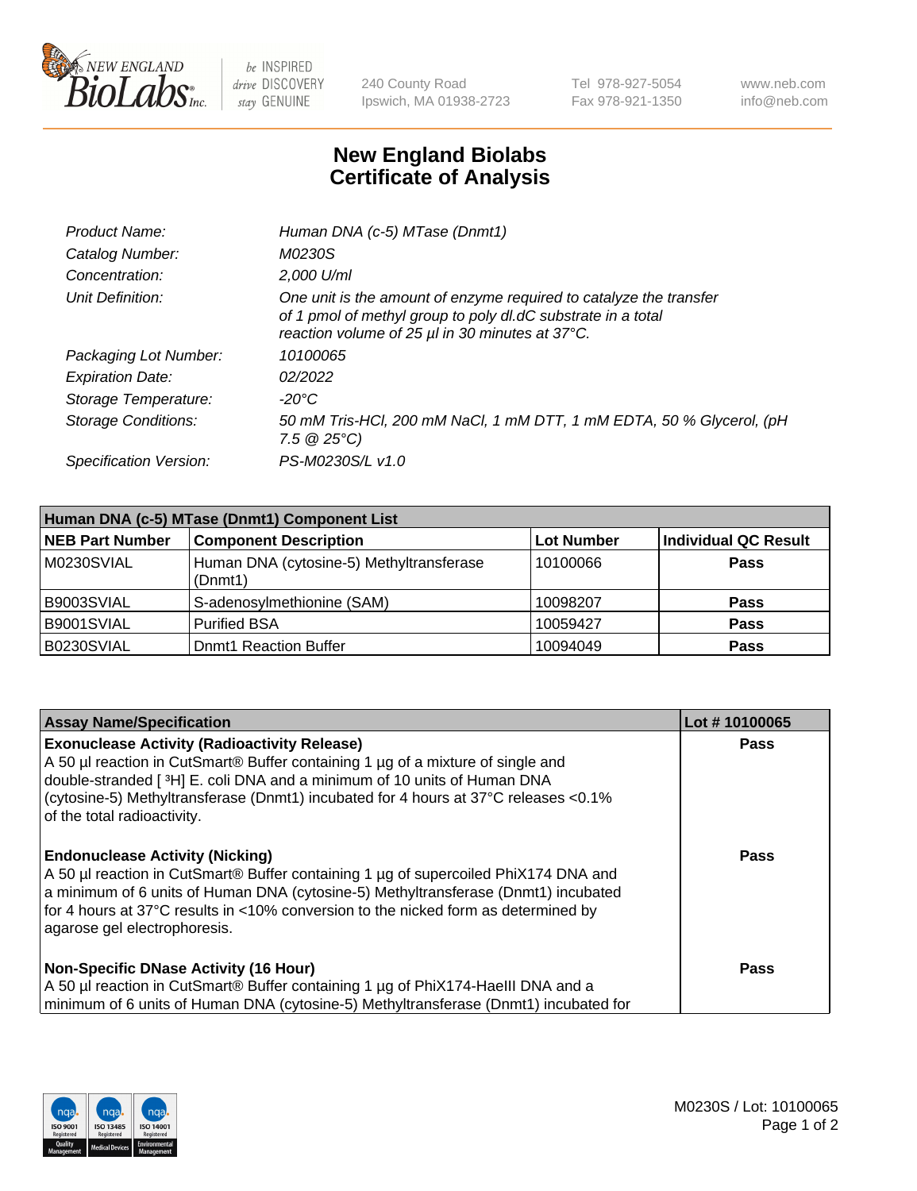# New England Biolabs Certificate of Analysis

| | |
|---|---|
| *Product Name:* | *Human DNA (c-5) MTase (Dnmt1)* |
| *Catalog Number:* | *M0230S* |
| *Concentration:* | *2,000 U/ml* |
| *Unit Definition:* | *One unit is the amount of enzyme required to catalyze the transfer of 1 pmol of methyl group to poly dI.dC substrate in a total reaction volume of 25 µl in 30 minutes at 37°C.* |
| *Packaging Lot Number:* | *10100065* |
| *Expiration Date:* | *02/2022* |
| *Storage Temperature:* | *-20°C* |
| *Storage Conditions:* | *50 mM Tris-HCl, 200 mM NaCl, 1 mM DTT, 1 mM EDTA, 50 % Glycerol, (pH 7.5 @ 25°C)* |
| *Specification Version:* | *PS-M0230S/L v1.0* |

| Human DNA (c-5) MTase (Dnmt1) Component List | | | |
|---|---|---|---|
| **NEB Part Number** | **Component Description** | **Lot Number** | **Individual QC Result** |
| M0230SVIAL | Human DNA (cytosine-5) Methyltransferase (Dnmt1) | 10100066 | **Pass** |
| B9003SVIAL | S-adenosylmethionine (SAM) | 10098207 | **Pass** |
| B9001SVIAL | Purified BSA | 10059427 | **Pass** |
| B0230SVIAL | Dnmt1 Reaction Buffer | 10094049 | **Pass** |

| Assay Name/Specification | Lot # 10100065 |
|---|---|
| **Exonuclease Activity (Radioactivity Release)**<br>A 50 µl reaction in CutSmart® Buffer containing 1 µg of a mixture of single and double-stranded [ $^3$H] E. coli DNA and a minimum of 10 units of Human DNA (cytosine-5) Methyltransferase (Dnmt1) incubated for 4 hours at 37°C releases <0.1% of the total radioactivity. | **Pass** |
| **Endonuclease Activity (Nicking)**<br>A 50 µl reaction in CutSmart® Buffer containing 1 µg of supercoiled PhiX174 DNA and a minimum of 6 units of Human DNA (cytosine-5) Methyltransferase (Dnmt1) incubated for 4 hours at 37°C results in <10% conversion to the nicked form as determined by agarose gel electrophoresis. | **Pass** |
| **Non-Specific DNase Activity (16 Hour)**<br>A 50 µl reaction in CutSmart® Buffer containing 1 µg of PhiX174-HaeIII DNA and a minimum of 6 units of Human DNA (cytosine-5) Methyltransferase (Dnmt1) incubated for | **Pass** |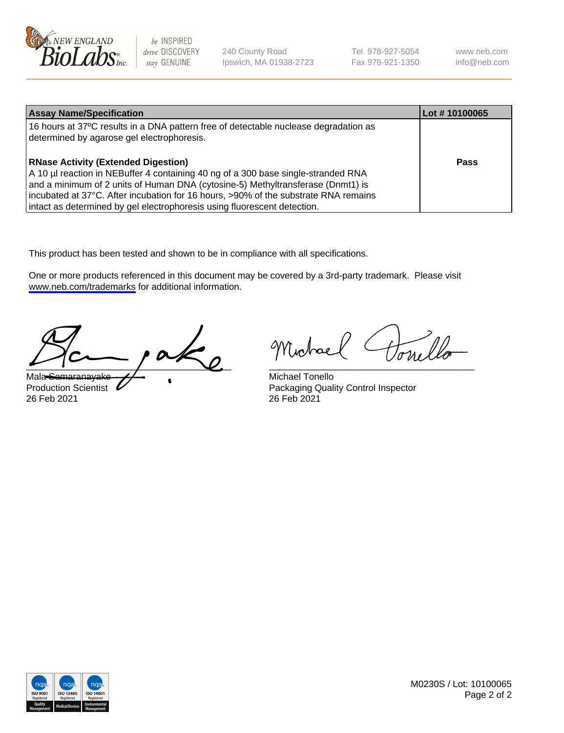240 County Road
Ipswich, MA 01938-2723

Tel 978-927-5054
Fax 978-921-1350

www.neb.com
info@neb.com

| Assay Name/Specification | Lot # 10100065 |
|---|---|
| 16 hours at 37ºC results in a DNA pattern free of detectable nuclease degradation as determined by agarose gel electrophoresis. | |
| **RNase Activity (Extended Digestion)**<br>A 10 µl reaction in NEBuffer 4 containing 40 ng of a 300 base single-stranded RNA and a minimum of 2 units of Human DNA (cytosine-5) Methyltransferase (Dnmt1) is incubated at 37°C. After incubation for 16 hours, >90% of the substrate RNA remains intact as determined by gel electrophoresis using fluorescent detection. | **Pass** |

This product has been tested and shown to be in compliance with all specifications.

One or more products referenced in this document may be covered by a 3rd-party trademark. Please visit www.neb.com/trademarks for additional information.

Mala Samaranayake
Production Scientist
26 Feb 2021

Michael Tonello
Packaging Quality Control Inspector
26 Feb 2021

M0230S / Lot: 10100065